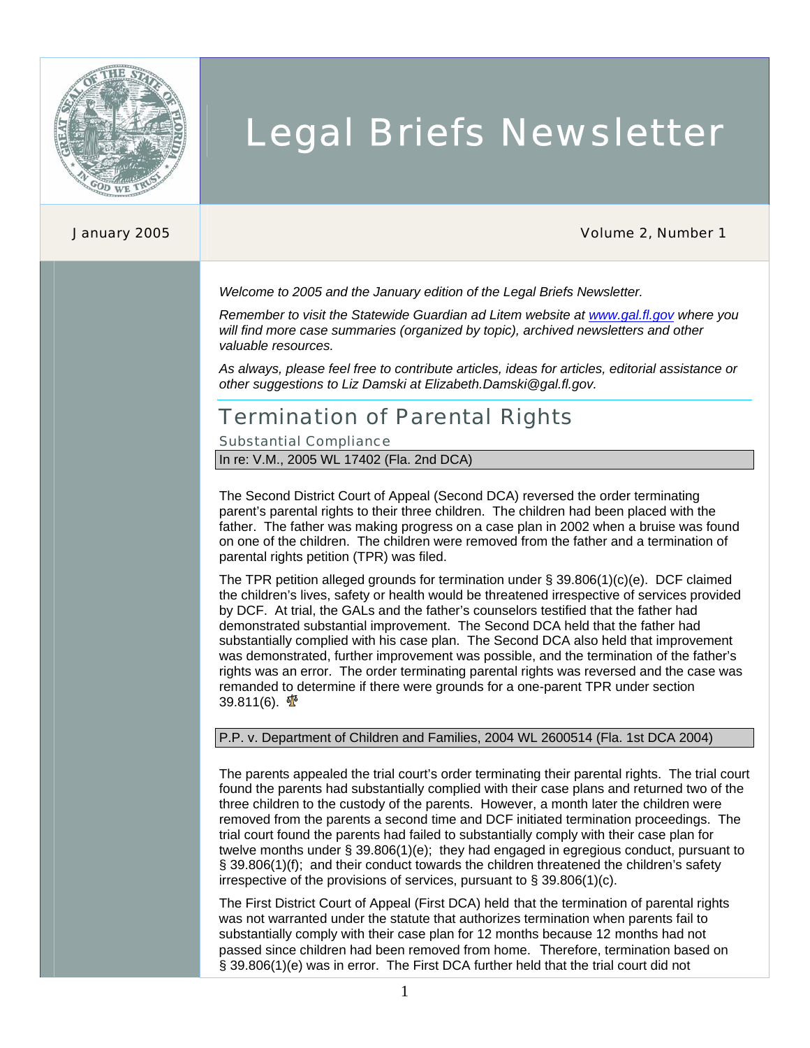# Legal Briefs Newsletter

January 2005 | Volume 2, Number 1

*Welcome to 2005 and the January edition of the Legal Briefs Newsletter.*

*Remember to visit the Statewide Guardian ad Litem website at [www.gal.fl.gov](http://www.gal.fl.gov) where you will find more case summaries (organized by topic), archived newsletters and other valuable resources.*

*As always, please feel free to contribute articles, ideas for articles, editorial assistance or other suggestions to Liz Damski at Elizabeth.Damski@gal.fl.gov.*

## Termination of Parental Rights

### Substantial Compliance

#### In re: V.M., 2005 WL 17402 (Fla. 2nd DCA)

The Second District Court of Appeal (Second DCA) reversed the order terminating parent's parental rights to their three children. The children had been placed with the father. The father was making progress on a case plan in 2002 when a bruise was found on one of the children. The children were removed from the father and a termination of parental rights petition (TPR) was filed.

The TPR petition alleged grounds for termination under § 39.806(1)(c)(e). DCF claimed the children's lives, safety or health would be threatened irrespective of services provided by DCF. At trial, the GALs and the father's counselors testified that the father had demonstrated substantial improvement. The Second DCA held that the father had substantially complied with his case plan. The Second DCA also held that improvement was demonstrated, further improvement was possible, and the termination of the father's rights was an error. The order terminating parental rights was reversed and the case was remanded to determine if there were grounds for a one-parent TPR under section 39.811(6).

#### P.P. v. Department of Children and Families, 2004 WL 2600514 (Fla. 1st DCA 2004)

The parents appealed the trial court's order terminating their parental rights. The trial court found the parents had substantially complied with their case plans and returned two of the three children to the custody of the parents. However, a month later the children were removed from the parents a second time and DCF initiated termination proceedings. The trial court found the parents had failed to substantially comply with their case plan for twelve months under § 39.806(1)(e); they had engaged in egregious conduct, pursuant to § 39.806(1)(f); and their conduct towards the children threatened the children's safety irrespective of the provisions of services, pursuant to § 39.806(1)(c).

The First District Court of Appeal (First DCA) held that the termination of parental rights was not warranted under the statute that authorizes termination when parents fail to substantially comply with their case plan for 12 months because 12 months had not passed since children had been removed from home. Therefore, termination based on § 39.806(1)(e) was in error. The First DCA further held that the trial court did not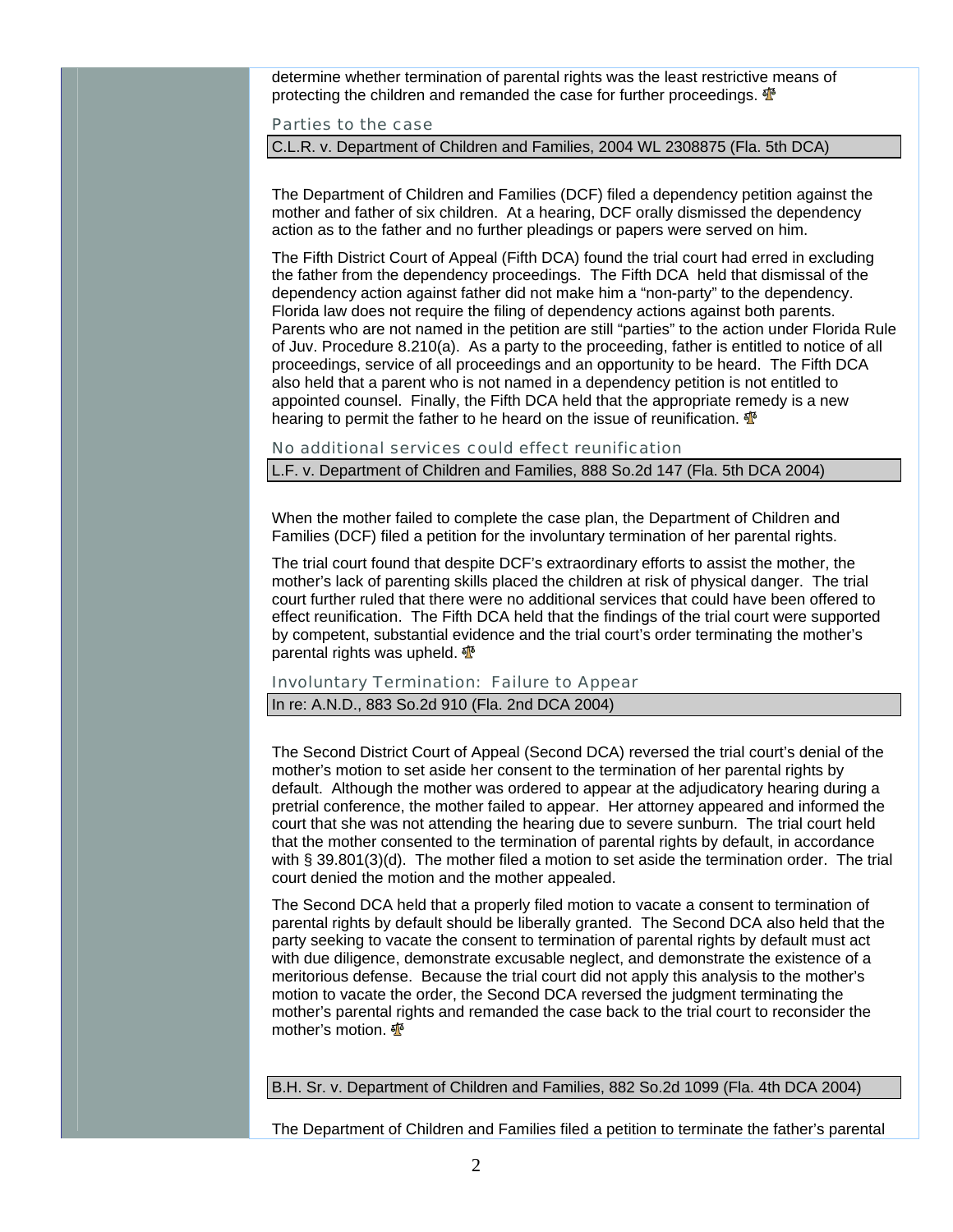determine whether termination of parental rights was the least restrictive means of protecting the children and remanded the case for further proceedings.

### Parties to the case

**C.L.R. v. Department of Children and Families, 2004 WL 2308875 (Fla. 5th DCA)**

The Department of Children and Families (DCF) filed a dependency petition against the mother and father of six children. At a hearing, DCF orally dismissed the dependency action as to the father and no further pleadings or papers were served on him.

The Fifth District Court of Appeal (Fifth DCA) found the trial court had erred in excluding the father from the dependency proceedings. The Fifth DCA held that dismissal of the dependency action against father did not make him a "non-party" to the dependency. Florida law does not require the filing of dependency actions against both parents. Parents who are not named in the petition are still "parties" to the action under Florida Rule of Juv. Procedure 8.210(a). As a party to the proceeding, father is entitled to notice of all proceedings, service of all proceedings and an opportunity to be heard. The Fifth DCA also held that a parent who is not named in a dependency petition is not entitled to appointed counsel. Finally, the Fifth DCA held that the appropriate remedy is a new hearing to permit the father to he heard on the issue of reunification.

### No additional services could effect reunification

**L.F. v. Department of Children and Families, 888 So.2d 147 (Fla. 5th DCA 2004)**

When the mother failed to complete the case plan, the Department of Children and Families (DCF) filed a petition for the involuntary termination of her parental rights.

The trial court found that despite DCF's extraordinary efforts to assist the mother, the mother's lack of parenting skills placed the children at risk of physical danger. The trial court further ruled that there were no additional services that could have been offered to effect reunification. The Fifth DCA held that the findings of the trial court were supported by competent, substantial evidence and the trial court's order terminating the mother's parental rights was upheld.

### Involuntary Termination: Failure to Appear

**In re: A.N.D., 883 So.2d 910 (Fla. 2nd DCA 2004)**

The Second District Court of Appeal (Second DCA) reversed the trial court's denial of the mother's motion to set aside her consent to the termination of her parental rights by default. Although the mother was ordered to appear at the adjudicatory hearing during a pretrial conference, the mother failed to appear. Her attorney appeared and informed the court that she was not attending the hearing due to severe sunburn. The trial court held that the mother consented to the termination of parental rights by default, in accordance with § 39.801(3)(d). The mother filed a motion to set aside the termination order. The trial court denied the motion and the mother appealed.

The Second DCA held that a properly filed motion to vacate a consent to termination of parental rights by default should be liberally granted. The Second DCA also held that the party seeking to vacate the consent to termination of parental rights by default must act with due diligence, demonstrate excusable neglect, and demonstrate the existence of a meritorious defense. Because the trial court did not apply this analysis to the mother's motion to vacate the order, the Second DCA reversed the judgment terminating the mother's parental rights and remanded the case back to the trial court to reconsider the mother's motion.

**B.H. Sr. v. Department of Children and Families, 882 So.2d 1099 (Fla. 4th DCA 2004)**

The Department of Children and Families filed a petition to terminate the father's parental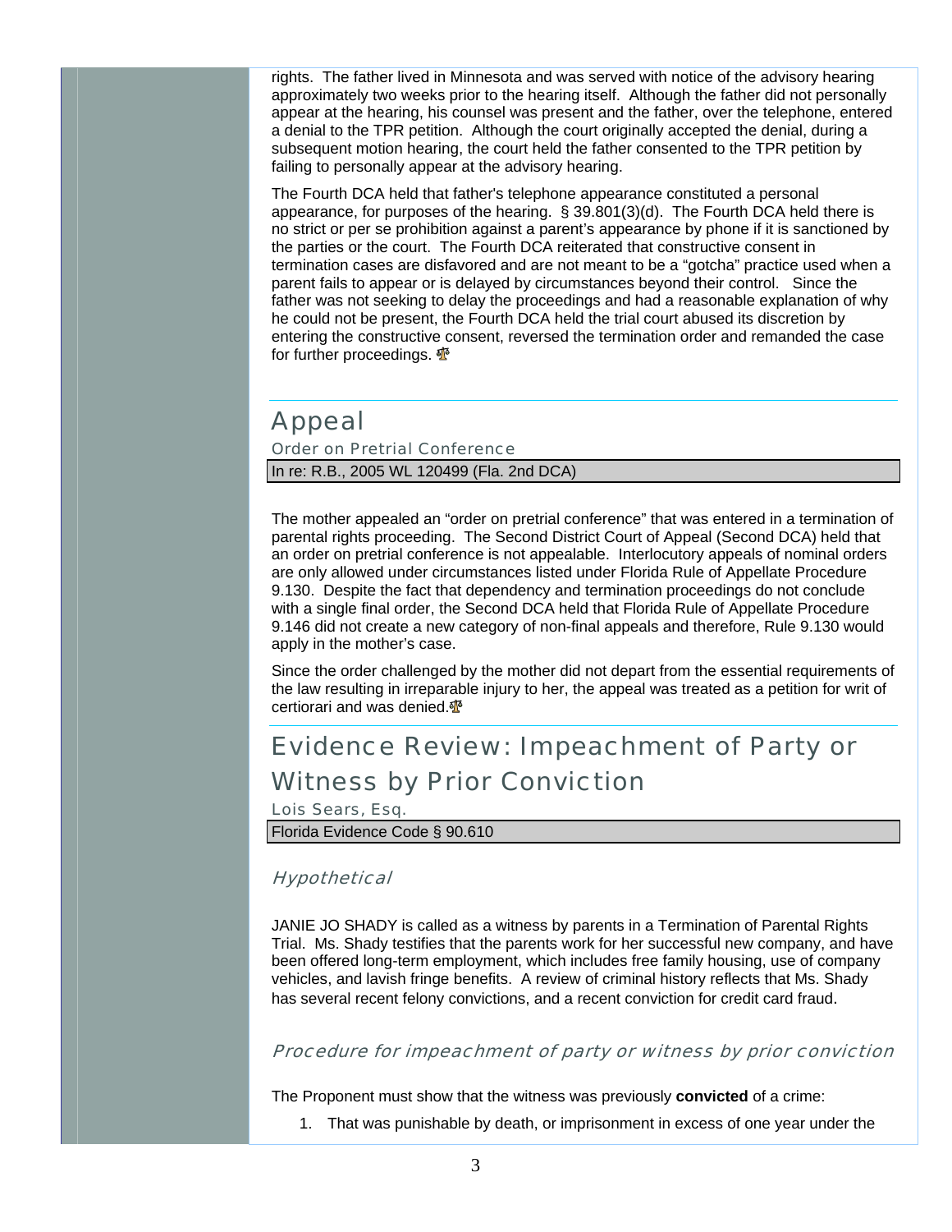rights. The father lived in Minnesota and was served with notice of the advisory hearing approximately two weeks prior to the hearing itself. Although the father did not personally appear at the hearing, his counsel was present and the father, over the telephone, entered a denial to the TPR petition. Although the court originally accepted the denial, during a subsequent motion hearing, the court held the father consented to the TPR petition by failing to personally appear at the advisory hearing.

The Fourth DCA held that father's telephone appearance constituted a personal appearance, for purposes of the hearing. § 39.801(3)(d). The Fourth DCA held there is no strict or per se prohibition against a parent's appearance by phone if it is sanctioned by the parties or the court. The Fourth DCA reiterated that constructive consent in termination cases are disfavored and are not meant to be a "gotcha" practice used when a parent fails to appear or is delayed by circumstances beyond their control. Since the father was not seeking to delay the proceedings and had a reasonable explanation of why he could not be present, the Fourth DCA held the trial court abused its discretion by entering the constructive consent, reversed the termination order and remanded the case for further proceedings.

## Appeal

### Order on Pretrial Conference

In re: R.B., 2005 WL 120499 (Fla. 2nd DCA)

The mother appealed an "order on pretrial conference" that was entered in a termination of parental rights proceeding. The Second District Court of Appeal (Second DCA) held that an order on pretrial conference is not appealable. Interlocutory appeals of nominal orders are only allowed under circumstances listed under Florida Rule of Appellate Procedure 9.130. Despite the fact that dependency and termination proceedings do not conclude with a single final order, the Second DCA held that Florida Rule of Appellate Procedure 9.146 did not create a new category of non-final appeals and therefore, Rule 9.130 would apply in the mother's case.

Since the order challenged by the mother did not depart from the essential requirements of the law resulting in irreparable injury to her, the appeal was treated as a petition for writ of certiorari and was denied.

## Evidence Review: Impeachment of Party or Witness by Prior Conviction

### Lois Sears, Esq.

Florida Evidence Code § 90.610

### *Hypothetical*

JANIE JO SHADY is called as a witness by parents in a Termination of Parental Rights Trial. Ms. Shady testifies that the parents work for her successful new company, and have been offered long-term employment, which includes free family housing, use of company vehicles, and lavish fringe benefits. A review of criminal history reflects that Ms. Shady has several recent felony convictions, and a recent conviction for credit card fraud.

### *Procedure for impeachment of party or witness by prior conviction*

The Proponent must show that the witness was previously **convicted** of a crime:

1. That was punishable by death, or imprisonment in excess of one year under the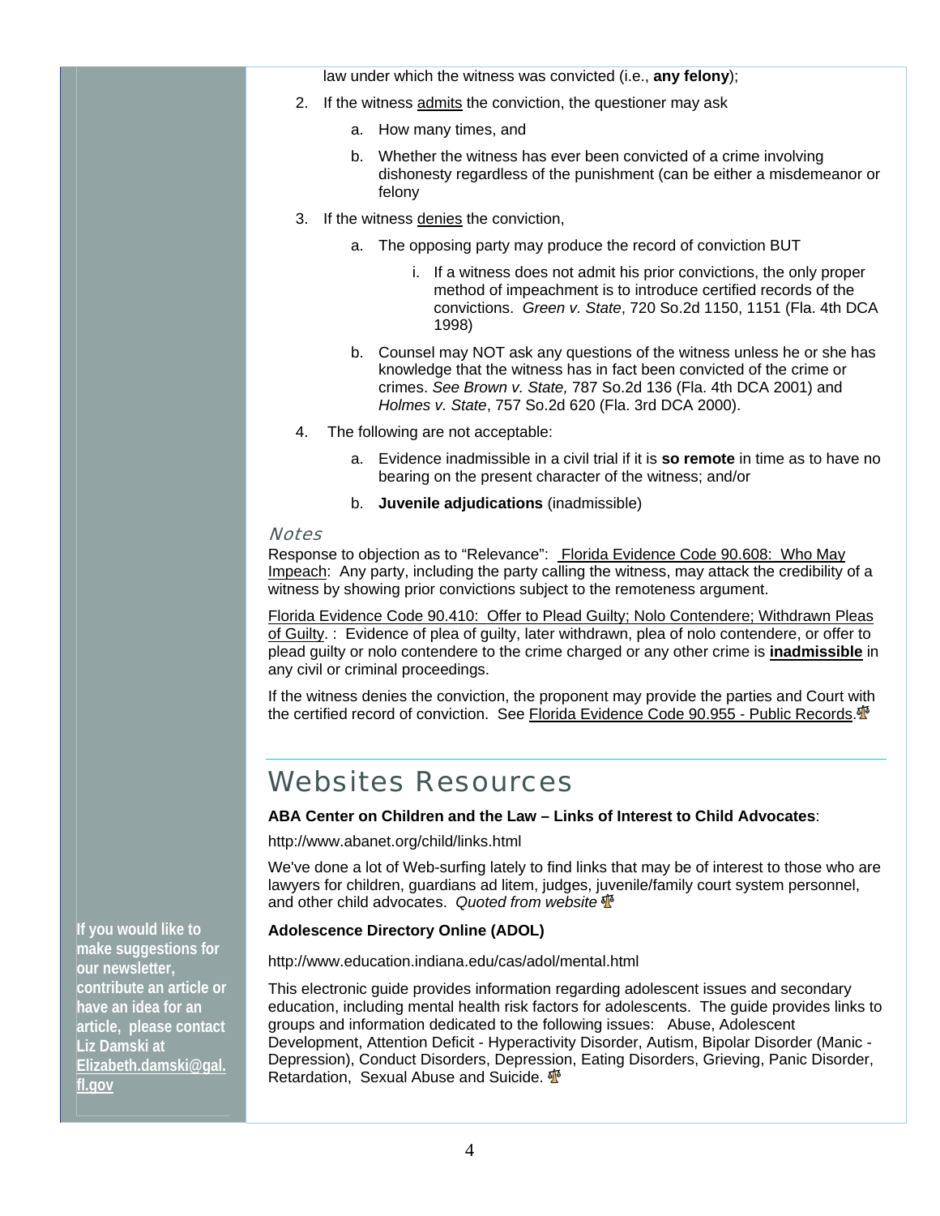law under which the witness was convicted (i.e., **any felony**);

2. If the witness <u>admits</u> the conviction, the questioner may ask
    a. How many times, and
    b. Whether the witness has ever been convicted of a crime involving dishonesty regardless of the punishment (can be either a misdemeanor or felony
3. If the witness <u>denies</u> the conviction,
    a. The opposing party may produce the record of conviction BUT
        i. If a witness does not admit his prior convictions, the only proper method of impeachment is to introduce certified records of the convictions. *Green v. State*, 720 So.2d 1150, 1151 (Fla. 4th DCA 1998)
    b. Counsel may NOT ask any questions of the witness unless he or she has knowledge that the witness has in fact been convicted of the crime or crimes. *See Brown v. State,* 787 So.2d 136 (Fla. 4th DCA 2001) and *Holmes v. State*, 757 So.2d 620 (Fla. 3rd DCA 2000).
4. The following are not acceptable:
    a. Evidence inadmissible in a civil trial if it is **so remote** in time as to have no bearing on the present character of the witness; and/or
    b. **Juvenile adjudications** (inadmissible)

### *Notes*

Response to objection as to "Relevance": <u>Florida Evidence Code 90.608: Who May Impeach</u>: Any party, including the party calling the witness, may attack the credibility of a witness by showing prior convictions subject to the remoteness argument.

<u>Florida Evidence Code 90.410: Offer to Plead Guilty; Nolo Contendere; Withdrawn Pleas of Guilty</u>. : Evidence of plea of guilty, later withdrawn, plea of nolo contendere, or offer to plead guilty or nolo contendere to the crime charged or any other crime is **<u>inadmissible</u>** in any civil or criminal proceedings.

If the witness denies the conviction, the proponent may provide the parties and Court with the certified record of conviction. See <u>Florida Evidence Code 90.955 - Public Records</u>.

## Websites Resources

**ABA Center on Children and the Law – Links of Interest to Child Advocates**:

http://www.abanet.org/child/links.html

We've done a lot of Web-surfing lately to find links that may be of interest to those who are lawyers for children, guardians ad litem, judges, juvenile/family court system personnel, and other child advocates. *Quoted from website*

**Adolescence Directory Online (ADOL)**

http://www.education.indiana.edu/cas/adol/mental.html

This electronic guide provides information regarding adolescent issues and secondary education, including mental health risk factors for adolescents. The guide provides links to groups and information dedicated to the following issues: Abuse, Adolescent Development, Attention Deficit - Hyperactivity Disorder, Autism, Bipolar Disorder (Manic - Depression), Conduct Disorders, Depression, Eating Disorders, Grieving, Panic Disorder, Retardation, Sexual Abuse and Suicide.

**If you would like to make suggestions for our newsletter, contribute an article or have an idea for an article, please contact Liz Damski at <u>Elizabeth.damski@gal.fl.gov</u>**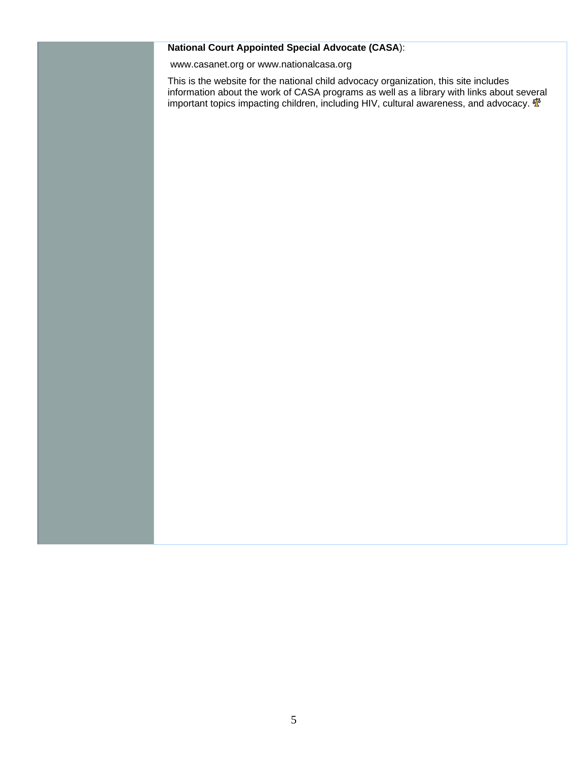**National Court Appointed Special Advocate (CASA)**:

www.casanet.org or www.nationalcasa.org

This is the website for the national child advocacy organization, this site includes information about the work of CASA programs as well as a library with links about several important topics impacting children, including HIV, cultural awareness, and advocacy.